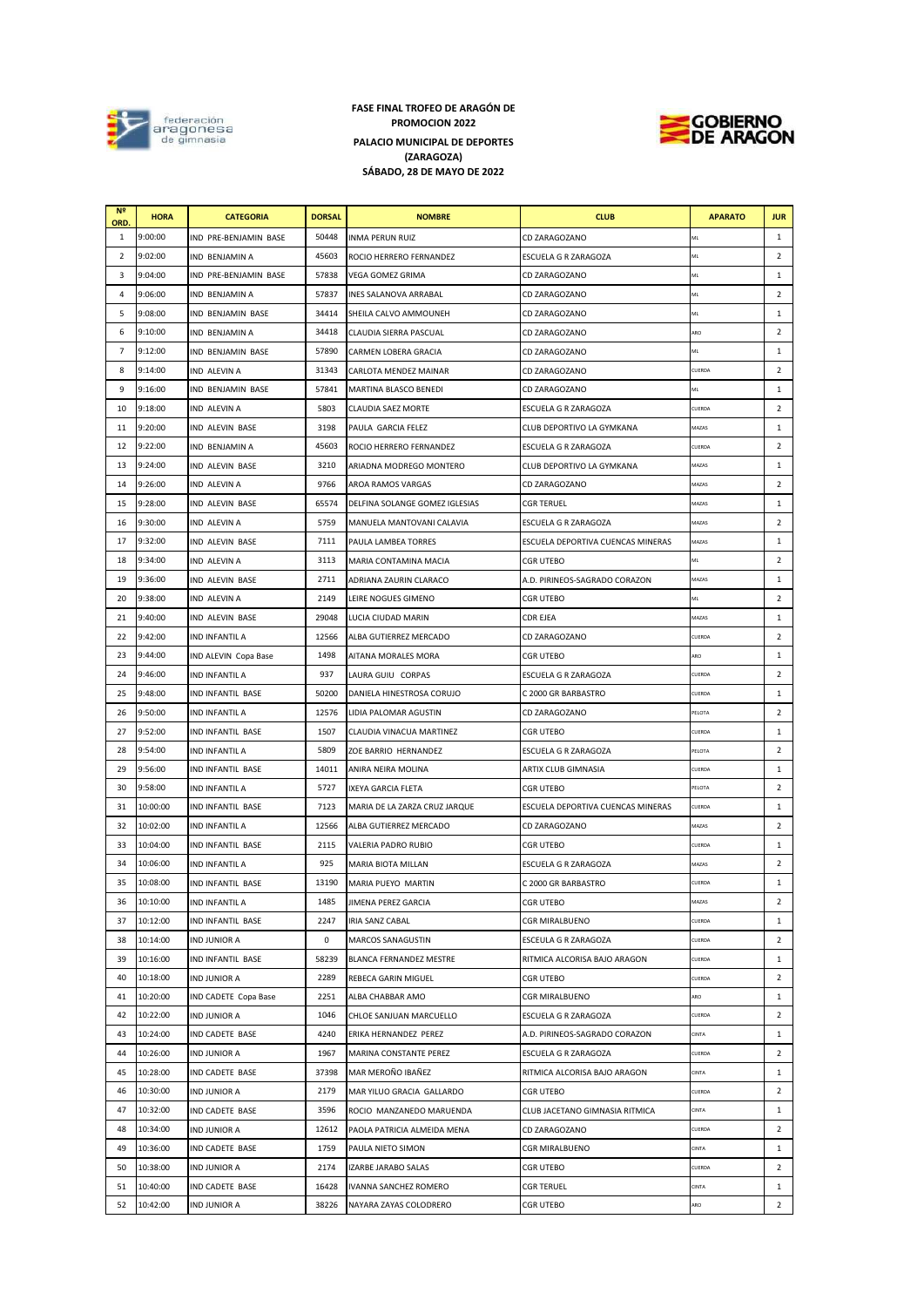**FASE FINAL TROFEO DE ARAGÓN DE PROMOCION 2022**

**PALACIO MUNICIPAL DE DEPORTES (ZARAGOZA)**

**SÁBADO, 28 DE MAYO DE 2022**

| Nº ORD. | HORA | CATEGORIA | DORSAL | NOMBRE | CLUB | APARATO | JUR |
|---|---|---|---|---|---|---|---|
| 1 | 9:00:00 | IND PRE-BENJAMIN BASE | 50448 | INMA PERUN RUIZ | CD ZARAGOZANO | ML | 1 |
| 2 | 9:02:00 | IND BENJAMIN A | 45603 | ROCIO HERRERO FERNANDEZ | ESCUELA G R ZARAGOZA | ML | 2 |
| 3 | 9:04:00 | IND PRE-BENJAMIN BASE | 57838 | VEGA GOMEZ GRIMA | CD ZARAGOZANO | ML | 1 |
| 4 | 9:06:00 | IND BENJAMIN A | 57837 | INES SALANOVA ARRABAL | CD ZARAGOZANO | ML | 2 |
| 5 | 9:08:00 | IND BENJAMIN BASE | 34414 | SHEILA CALVO AMMOUNEH | CD ZARAGOZANO | ML | 1 |
| 6 | 9:10:00 | IND BENJAMIN A | 34418 | CLAUDIA SIERRA PASCUAL | CD ZARAGOZANO | ARO | 2 |
| 7 | 9:12:00 | IND BENJAMIN BASE | 57890 | CARMEN LOBERA GRACIA | CD ZARAGOZANO | ML | 1 |
| 8 | 9:14:00 | IND ALEVIN A | 31343 | CARLOTA MENDEZ MAINAR | CD ZARAGOZANO | CUERDA | 2 |
| 9 | 9:16:00 | IND BENJAMIN BASE | 57841 | MARTINA BLASCO BENEDI | CD ZARAGOZANO | ML | 1 |
| 10 | 9:18:00 | IND ALEVIN A | 5803 | CLAUDIA SAEZ MORTE | ESCUELA G R ZARAGOZA | CUERDA | 2 |
| 11 | 9:20:00 | IND ALEVIN BASE | 3198 | PAULA GARCIA FELEZ | CLUB DEPORTIVO LA GYMKANA | MAZAS | 1 |
| 12 | 9:22:00 | IND BENJAMIN A | 45603 | ROCIO HERRERO FERNANDEZ | ESCUELA G R ZARAGOZA | CUERDA | 2 |
| 13 | 9:24:00 | IND ALEVIN BASE | 3210 | ARIADNA MODREGO MONTERO | CLUB DEPORTIVO LA GYMKANA | MAZAS | 1 |
| 14 | 9:26:00 | IND ALEVIN A | 9766 | AROA RAMOS VARGAS | CD ZARAGOZANO | MAZAS | 2 |
| 15 | 9:28:00 | IND ALEVIN BASE | 65574 | DELFINA SOLANGE GOMEZ IGLESIAS | CGR TERUEL | MAZAS | 1 |
| 16 | 9:30:00 | IND ALEVIN A | 5759 | MANUELA MANTOVANI CALAVIA | ESCUELA G R ZARAGOZA | MAZAS | 2 |
| 17 | 9:32:00 | IND ALEVIN BASE | 7111 | PAULA LAMBEA TORRES | ESCUELA DEPORTIVA CUENCAS MINERAS | MAZAS | 1 |
| 18 | 9:34:00 | IND ALEVIN A | 3113 | MARIA CONTAMINA MACIA | CGR UTEBO | ML | 2 |
| 19 | 9:36:00 | IND ALEVIN BASE | 2711 | ADRIANA ZAURIN CLARACO | A.D. PIRINEOS-SAGRADO CORAZON | MAZAS | 1 |
| 20 | 9:38:00 | IND ALEVIN A | 2149 | LEIRE NOGUES GIMENO | CGR UTEBO | ML | 2 |
| 21 | 9:40:00 | IND ALEVIN BASE | 29048 | LUCIA CIUDAD MARIN | CDR EJEA | MAZAS | 1 |
| 22 | 9:42:00 | IND INFANTIL A | 12566 | ALBA GUTIERREZ MERCADO | CD ZARAGOZANO | CUERDA | 2 |
| 23 | 9:44:00 | IND ALEVIN Copa Base | 1498 | AITANA MORALES MORA | CGR UTEBO | ARO | 1 |
| 24 | 9:46:00 | IND INFANTIL A | 937 | LAURA GUIU CORPAS | ESCUELA G R ZARAGOZA | CUERDA | 2 |
| 25 | 9:48:00 | IND INFANTIL BASE | 50200 | DANIELA HINESTROSA CORUJO | C 2000 GR BARBASTRO | CUERDA | 1 |
| 26 | 9:50:00 | IND INFANTIL A | 12576 | LIDIA PALOMAR AGUSTIN | CD ZARAGOZANO | PELOTA | 2 |
| 27 | 9:52:00 | IND INFANTIL BASE | 1507 | CLAUDIA VINACUA MARTINEZ | CGR UTEBO | CUERDA | 1 |
| 28 | 9:54:00 | IND INFANTIL A | 5809 | ZOE BARRIO HERNANDEZ | ESCUELA G R ZARAGOZA | PELOTA | 2 |
| 29 | 9:56:00 | IND INFANTIL BASE | 14011 | ANIRA NEIRA MOLINA | ARTIX CLUB GIMNASIA | CUERDA | 1 |
| 30 | 9:58:00 | IND INFANTIL A | 5727 | IXEYA GARCIA FLETA | CGR UTEBO | PELOTA | 2 |
| 31 | 10:00:00 | IND INFANTIL BASE | 7123 | MARIA DE LA ZARZA CRUZ JARQUE | ESCUELA DEPORTIVA CUENCAS MINERAS | CUERDA | 1 |
| 32 | 10:02:00 | IND INFANTIL A | 12566 | ALBA GUTIERREZ MERCADO | CD ZARAGOZANO | MAZAS | 2 |
| 33 | 10:04:00 | IND INFANTIL BASE | 2115 | VALERIA PADRO RUBIO | CGR UTEBO | CUERDA | 1 |
| 34 | 10:06:00 | IND INFANTIL A | 925 | MARIA BIOTA MILLAN | ESCUELA G R ZARAGOZA | MAZAS | 2 |
| 35 | 10:08:00 | IND INFANTIL BASE | 13190 | MARIA PUEYO MARTIN | C 2000 GR BARBASTRO | CUERDA | 1 |
| 36 | 10:10:00 | IND INFANTIL A | 1485 | JIMENA PEREZ GARCIA | CGR UTEBO | MAZAS | 2 |
| 37 | 10:12:00 | IND INFANTIL BASE | 2247 | IRIA SANZ CABAL | CGR MIRALBUENO | CUERDA | 1 |
| 38 | 10:14:00 | IND JUNIOR A | 0 | MARCOS SANAGUSTIN | ESCEULA G R ZARAGOZA | CUERDA | 2 |
| 39 | 10:16:00 | IND INFANTIL BASE | 58239 | BLANCA FERNANDEZ MESTRE | RITMICA ALCORISA BAJO ARAGON | CUERDA | 1 |
| 40 | 10:18:00 | IND JUNIOR A | 2289 | REBECA GARIN MIGUEL | CGR UTEBO | CUERDA | 2 |
| 41 | 10:20:00 | IND CADETE Copa Base | 2251 | ALBA CHABBAR AMO | CGR MIRALBUENO | ARO | 1 |
| 42 | 10:22:00 | IND JUNIOR A | 1046 | CHLOE SANJUAN MARCUELLO | ESCUELA G R ZARAGOZA | CUERDA | 2 |
| 43 | 10:24:00 | IND CADETE BASE | 4240 | ERIKA HERNANDEZ PEREZ | A.D. PIRINEOS-SAGRADO CORAZON | CINTA | 1 |
| 44 | 10:26:00 | IND JUNIOR A | 1967 | MARINA CONSTANTE PEREZ | ESCUELA G R ZARAGOZA | CUERDA | 2 |
| 45 | 10:28:00 | IND CADETE BASE | 37398 | MAR MEROÑO IBAÑEZ | RITMICA ALCORISA BAJO ARAGON | CINTA | 1 |
| 46 | 10:30:00 | IND JUNIOR A | 2179 | MAR YILUO GRACIA GALLARDO | CGR UTEBO | CUERDA | 2 |
| 47 | 10:32:00 | IND CADETE BASE | 3596 | ROCIO MANZANEDO MARUENDA | CLUB JACETANO GIMNASIA RITMICA | CINTA | 1 |
| 48 | 10:34:00 | IND JUNIOR A | 12612 | PAOLA PATRICIA ALMEIDA MENA | CD ZARAGOZANO | CUERDA | 2 |
| 49 | 10:36:00 | IND CADETE BASE | 1759 | PAULA NIETO SIMON | CGR MIRALBUENO | CINTA | 1 |
| 50 | 10:38:00 | IND JUNIOR A | 2174 | IZARBE JARABO SALAS | CGR UTEBO | CUERDA | 2 |
| 51 | 10:40:00 | IND CADETE BASE | 16428 | IVANNA SANCHEZ ROMERO | CGR TERUEL | CINTA | 1 |
| 52 | 10:42:00 | IND JUNIOR A | 38226 | NAYARA ZAYAS COLODRERO | CGR UTEBO | ARO | 2 |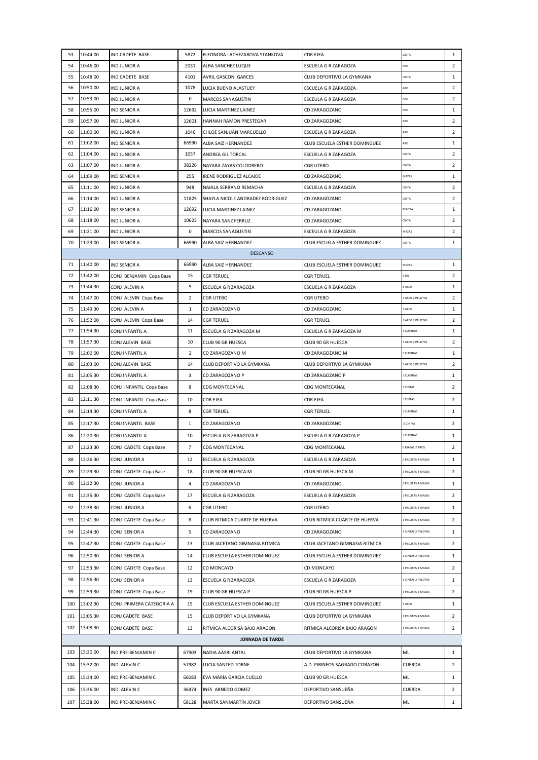| 53 | 10:44:00 | IND CADETE BASE | 5872 | ELEONORA LACHEZAROVA STANKOVA | CDR EJEA | CINTA | 1 |
|---|---|---|---|---|---|---|---|
| 54 | 10:46:00 | IND JUNIOR A | 2031 | ALBA SANCHEZ LUQUE | ESCUELA G R ZARAGOZA | ARO | 2 |
| 55 | 10:48:00 | IND CADETE BASE | 4101 | AVRIL GASCON GARCES | CLUB DEPORTIVO LA GYMKANA | CINTA | 1 |
| 56 | 10:50:00 | IND JUNIOR A | 1078 | LUCIA BUENO ALASTUEY | ESCUELA G R ZARAGOZA | ARO | 2 |
| 57 | 10:53:00 | IND JUNIOR A | 0 | MARCOS SANAGUSTIN | ESCEULA G R ZARAGOZA | ARO | 2 |
| 58 | 10:55:00 | IND SENIOR A | 12692 | LUCIA MARTINEZ LAINEZ | CD ZARAGOZANO | ARO | 1 |
| 59 | 10:57:00 | IND JUNIOR A | 12601 | HANNAH RAMON PRESTEGAR | CD ZARAGOZANO | ARO | 2 |
| 60 | 11:00:00 | IND JUNIOR A | 1046 | CHLOE SANJUAN MARCUELLO | ESCUELA G R ZARAGOZA | ARO | 2 |
| 61 | 11:02:00 | IND SENIOR A | 66990 | ALBA SAIZ HERNANDEZ | CLUB ESCUELA ESTHER DOMINGUEZ | ARO | 1 |
| 62 | 11:04:00 | IND JUNIOR A | 1057 | ANDREA GIL TORCAL | ESCUELA G R ZARAGOZA | CINTA | 2 |
| 63 | 11:07:00 | IND JUNIOR A | 38226 | NAYARA ZAYAS COLODRERO | CGR UTEBO | CINTA | 2 |
| 64 | 11:09:00 | IND SENIOR A | 255 | IRENE RODRIGUEZ ALCAIDE | CD ZARAGOZANO | MAZAS | 1 |
| 65 | 11:11:00 | IND JUNIOR A | 948 | NAIALA SERRANO REMACHA | ESCUELA G R ZARAGOZA | CINTA | 2 |
| 66 | 11:14:00 | IND JUNIOR A | 11825 | SHAYLA NICOLE ANDRADEZ RODRIGUEZ | CD ZARAGOZANO | CINTA | 2 |
| 67 | 11:16:00 | IND SENIOR A | 12692 | LUCIA MARTINEZ LAINEZ | CD ZARAGOZANO | PELOTA | 1 |
| 68 | 11:18:00 | IND JUNIOR A | 10623 | NAYARA SANZ FERRUZ | CD ZARAGOZANO | CINTA | 2 |
| 69 | 11:21:00 | IND JUNIOR A | 0 | MARCOS SANAGUSTIN | ESCEULA G R ZARAGOZA | MAZAS | 2 |
| 70 | 11:23:00 | IND SENIOR A | 66990 | ALBA SAIZ HERNANDEZ | CLUB ESCUELA ESTHER DOMINGUEZ | CINTA | 1 |
| | | | | DESCANSO | | | |
| 71 | 11:40:00 | IND SENIOR A | 66990 | ALBA SAIZ HERNANDEZ | CLUB ESCUELA ESTHER DOMINGUEZ | MAZAS | 1 |
| 72 | 11:42:00 | CONJ BENJAMIN Copa Base | 15 | CGR TERUEL | CGR TERUEL | 5 ML | 2 |
| 73 | 11:44:30 | CONJ ALEVIN A | 9 | ESCUELA G R ZARAGOZA | ESCUELA G R ZARAGOZA | 5 AROS | 1 |
| 74 | 11:47:00 | CONJ ALEVIN Copa Base | 2 | CGR UTEBO | CGR UTEBO | 4 AROS 2 PELOTAS | 2 |
| 75 | 11:49:30 | CONJ ALEVIN A | 1 | CD ZARAGOZANO | CD ZARAGOZANO | 5 AROS | 1 |
| 76 | 11:52:00 | CONJ ALEVIN Copa Base | 14 | CGR TERUEL | CGR TERUEL | 3 AROS 2 PELOTAS | 2 |
| 77 | 11:54:30 | CONJ INFANTIL A | 11 | ESCUELA G R ZARAGOZA M | ESCUELA G R ZARAGOZA M | 5 CUERDAS | 1 |
| 78 | 11:57:30 | CONJ ALEVIN BASE | 10 | CLUB 90 GR HUESCA | CLUB 90 GR HUESCA | 3 AROS 2 PELOTAS | 2 |
| 79 | 12:00:00 | CONJ INFANTIL A | 2 | CD ZARAGOZANO M | CD ZARAGOZANO M | 5 CUERDAS | 1 |
| 80 | 12:03:00 | CONJ ALEVIN BASE | 14 | CLUB DEPORTIVO LA GYMKANA | CLUB DEPORTIVO LA GYMKANA | 3 AROS 2 PELOTAS | 2 |
| 81 | 12:05:30 | CONJ INFANTIL A | 3 | CD ZARAGOZANO P | CD ZARAGOZANO P | 5 CUERDAS | 1 |
| 82 | 12:08:30 | CONJ INFANTIL Copa Base | 8 | CDG MONTECANAL | CDG MONTECANAL | 5 CINTAS | 2 |
| 83 | 12:11:30 | CONJ INFANTIL Copa Base | 10 | CDR EJEA | CDR EJEA | 5 CINTAS | 2 |
| 84 | 12:14:30 | CONJ INFANTIL A | 8 | CGR TERUEL | CGR TERUEL | 5 CUERDAS | 1 |
| 85 | 12:17:30 | CONJ INFANTIL BASE | 1 | CD ZARAGOZANO | CD ZARAGOZANO | 5 CINTAS | 2 |
| 86 | 12:20:30 | CONJ INFANTIL A | 10 | ESCUELA G R ZARAGOZA P | ESCUELA G R ZARAGOZA P | 5 CUERDAS | 1 |
| 87 | 12:23:30 | CONJ CADETE Copa Base | 7 | CDG MONTECANAL | CDG MONTECANAL | 6 MAZAS 2 AROS | 2 |
| 88 | 12:26:30 | CONJ JUNIOR A | 12 | ESCUELA G R ZARAGOZA | ESCUELA G R ZARAGOZA | 3 PELOTAS 4 MAZAS | 1 |
| 89 | 12:29:30 | CONJ CADETE Copa Base | 18 | CLUB 90 GR HUESCA M | CLUB 90 GR HUESCA M | 3 PELOTAS 4 MAZAS | 2 |
| 90 | 12:32:30 | CONJ JUNIOR A | 4 | CD ZARAGOZANO | CD ZARAGOZANO | 3 PELOTAS 4 MAZAS | 1 |
| 91 | 12:35:30 | CONJ CADETE Copa Base | 17 | ESCUELA G R ZARAGOZA | ESCUELA G R ZARAGOZA | 3 PELOTAS 4 MAZAS | 2 |
| 92 | 12:38:30 | CONJ JUNIOR A | 6 | CGR UTEBO | CGR UTEBO | 3 PELOTAS 4 MAZAS | 1 |
| 93 | 12:41:30 | CONJ CADETE Copa Base | 8 | CLUB RITMICA CUARTE DE HUERVA | CLUB RITMICA CUARTE DE HUERVA | 3 PELOTAS 4 MAZAS | 2 |
| 94 | 12:44:30 | CONJ SENIOR A | 5 | CD ZARAGOZANO | CD ZARAGOZANO | 3 CINTAS 2 PELOTAS | 1 |
| 95 | 12:47:30 | CONJ CADETE Copa Base | 13 | CLUB JACETANO GIMNASIA RITMICA | CLUB JACETANO GIMNASIA RITMICA | 3 PELOTAS 4 MAZAS | 2 |
| 96 | 12:50:30 | CONJ SENIOR A | 14 | CLUB ESCUELA ESTHER DOMINGUEZ | CLUB ESCUELA ESTHER DOMINGUEZ | 3 CINTAS 2 PELOTAS | 1 |
| 97 | 12:53:30 | CONJ CADETE Copa Base | 12 | CD MONCAYO | CD MONCAYO | 3 PELOTAS 4 MAZAS | 2 |
| 98 | 12:56:30 | CONJ SENIOR A | 13 | ESCUELA G R ZARAGOZA | ESCUELA G R ZARAGOZA | 3 CINTAS 2 PELOTAS | 1 |
| 99 | 12:59:30 | CONJ CADETE Copa Base | 19 | CLUB 90 GR HUESCA P | CLUB 90 GR HUESCA P | 3 PELOTAS 4 MAZAS | 2 |
| 100 | 13:02:30 | CONJ PRIMERA CATEGORIA A | 15 | CLUB ESCUELA ESTHER DOMINGUEZ | CLUB ESCUELA ESTHER DOMINGUEZ | 5 AROS | 1 |
| 101 | 13:05:30 | CONJ CADETE BASE | 15 | CLUB DEPORTIVO LA GYMKANA | CLUB DEPORTIVO LA GYMKANA | 3 PELOTAS 4 MAZAS | 2 |
| 102 | 13:08:30 | CONJ CADETE BASE | 13 | RITMICA ALCORISA BAJO ARAGON | RITMICA ALCORISA BAJO ARAGON | 3 PELOTAS 4 MAZAS | 2 |
| | | | | **JORNADA DE TARDE** | | | |
| 103 | 15:30:00 | IND PRE-BENJAMIN C | 67903 | NADIA AASRI ANTAL | CLUB DEPORTIVO LA GYMKANA | ML | 1 |
| 104 | 15:32:00 | IND ALEVIN C | 57982 | LUCIA SANTED TORNE | A.D. PIRINEOS-SAGRADO CORAZON | CUERDA | 2 |
| 105 | 15:34:00 | IND PRE-BENJAMIN C | 66083 | EVA MARÍA GARCIA CUELLO | CLUB 90 GR HUESCA | ML | 1 |
| 106 | 15:36:00 | IND ALEVIN C | 36474 | INES ARNEDO GOMEZ | DEPORTIVO SANSUEÑA | CUERDA | 2 |
| 107 | 15:38:00 | IND PRE-BENJAMIN C | 68128 | MARTA SANMARTÍN JOVER | DEPORTIVO SANSUEÑA | ML | 1 |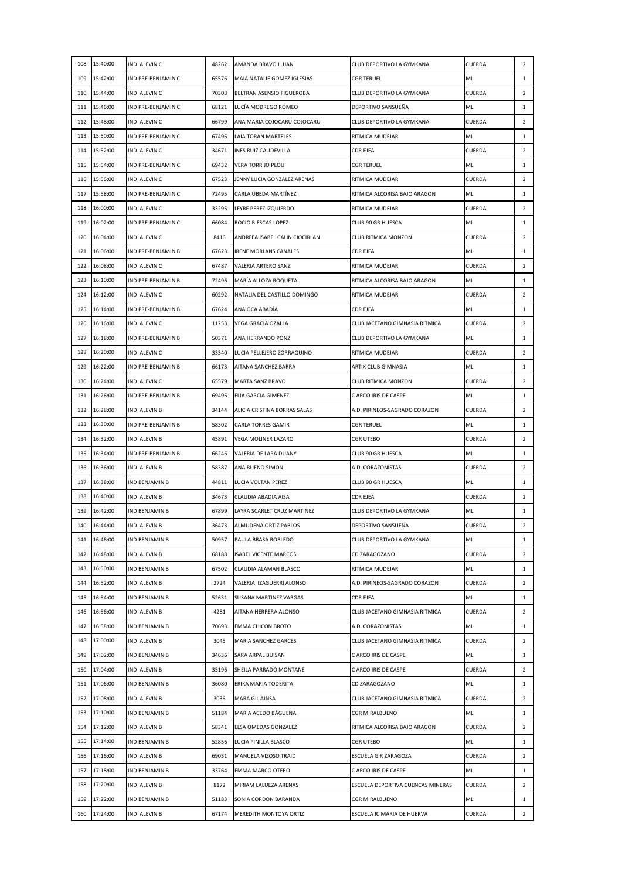| 108 | 15:40:00 | IND ALEVIN C | 48262 | AMANDA BRAVO LUJAN | CLUB DEPORTIVO LA GYMKANA | CUERDA | 2 |
|---|---|---|---|---|---|---|---|
| 109 | 15:42:00 | IND PRE-BENJAMIN C | 65576 | MAIA NATALIE GOMEZ IGLESIAS | CGR TERUEL | ML | 1 |
| 110 | 15:44:00 | IND ALEVIN C | 70303 | BELTRAN ASENSIO FIGUEROBA | CLUB DEPORTIVO LA GYMKANA | CUERDA | 2 |
| 111 | 15:46:00 | IND PRE-BENJAMIN C | 68121 | LUCÍA MODREGO ROMEO | DEPORTIVO SANSUEÑA | ML | 1 |
| 112 | 15:48:00 | IND ALEVIN C | 66799 | ANA MARIA COJOCARU COJOCARU | CLUB DEPORTIVO LA GYMKANA | CUERDA | 2 |
| 113 | 15:50:00 | IND PRE-BENJAMIN C | 67496 | LAIA TORAN MARTELES | RITMICA MUDEJAR | ML | 1 |
| 114 | 15:52:00 | IND ALEVIN C | 34671 | INES RUIZ CAUDEVILLA | CDR EJEA | CUERDA | 2 |
| 115 | 15:54:00 | IND PRE-BENJAMIN C | 69432 | VERA TORRIJO PLOU | CGR TERUEL | ML | 1 |
| 116 | 15:56:00 | IND ALEVIN C | 67523 | JENNY LUCIA GONZALEZ ARENAS | RITMICA MUDEJAR | CUERDA | 2 |
| 117 | 15:58:00 | IND PRE-BENJAMIN C | 72495 | CARLA UBEDA MARTÍNEZ | RITMICA ALCORISA BAJO ARAGON | ML | 1 |
| 118 | 16:00:00 | IND ALEVIN C | 33295 | LEYRE PEREZ IZQUIERDO | RITMICA MUDEJAR | CUERDA | 2 |
| 119 | 16:02:00 | IND PRE-BENJAMIN C | 66084 | ROCIO BIESCAS LOPEZ | CLUB 90 GR HUESCA | ML | 1 |
| 120 | 16:04:00 | IND ALEVIN C | 8416 | ANDREEA ISABEL CALIN CIOCIRLAN | CLUB RITMICA MONZON | CUERDA | 2 |
| 121 | 16:06:00 | IND PRE-BENJAMIN B | 67623 | IRENE MORLANS CANALES | CDR EJEA | ML | 1 |
| 122 | 16:08:00 | IND ALEVIN C | 67487 | VALERIA ARTERO SANZ | RITMICA MUDEJAR | CUERDA | 2 |
| 123 | 16:10:00 | IND PRE-BENJAMIN B | 72496 | MARÍA ALLOZA ROQUETA | RITMICA ALCORISA BAJO ARAGON | ML | 1 |
| 124 | 16:12:00 | IND ALEVIN C | 60292 | NATALIA DEL CASTILLO DOMINGO | RITMICA MUDEJAR | CUERDA | 2 |
| 125 | 16:14:00 | IND PRE-BENJAMIN B | 67624 | ANA OCA ABADÍA | CDR EJEA | ML | 1 |
| 126 | 16:16:00 | IND ALEVIN C | 11253 | VEGA GRACIA OZALLA | CLUB JACETANO GIMNASIA RITMICA | CUERDA | 2 |
| 127 | 16:18:00 | IND PRE-BENJAMIN B | 50371 | ANA HERRANDO PONZ | CLUB DEPORTIVO LA GYMKANA | ML | 1 |
| 128 | 16:20:00 | IND ALEVIN C | 33340 | LUCIA PELLEJERO ZORRAQUINO | RITMICA MUDEJAR | CUERDA | 2 |
| 129 | 16:22:00 | IND PRE-BENJAMIN B | 66173 | AITANA SANCHEZ BARRA | ARTIX CLUB GIMNASIA | ML | 1 |
| 130 | 16:24:00 | IND ALEVIN C | 65579 | MARTA SANZ BRAVO | CLUB RITMICA MONZON | CUERDA | 2 |
| 131 | 16:26:00 | IND PRE-BENJAMIN B | 69496 | ELIA GARCIA GIMENEZ | C ARCO IRIS DE CASPE | ML | 1 |
| 132 | 16:28:00 | IND ALEVIN B | 34144 | ALICIA CRISTINA BORRAS SALAS | A.D. PIRINEOS-SAGRADO CORAZON | CUERDA | 2 |
| 133 | 16:30:00 | IND PRE-BENJAMIN B | 58302 | CARLA TORRES GAMIR | CGR TERUEL | ML | 1 |
| 134 | 16:32:00 | IND ALEVIN B | 45891 | VEGA MOLINER LAZARO | CGR UTEBO | CUERDA | 2 |
| 135 | 16:34:00 | IND PRE-BENJAMIN B | 66246 | VALERIA DE LARA DUANY | CLUB 90 GR HUESCA | ML | 1 |
| 136 | 16:36:00 | IND ALEVIN B | 58387 | ANA BUENO SIMON | A.D. CORAZONISTAS | CUERDA | 2 |
| 137 | 16:38:00 | IND BENJAMIN B | 44811 | LUCIA VOLTAN PEREZ | CLUB 90 GR HUESCA | ML | 1 |
| 138 | 16:40:00 | IND ALEVIN B | 34673 | CLAUDIA ABADIA AISA | CDR EJEA | CUERDA | 2 |
| 139 | 16:42:00 | IND BENJAMIN B | 67899 | LAYRA SCARLET CRUZ MARTINEZ | CLUB DEPORTIVO LA GYMKANA | ML | 1 |
| 140 | 16:44:00 | IND ALEVIN B | 36473 | ALMUDENA ORTIZ PABLOS | DEPORTIVO SANSUEÑA | CUERDA | 2 |
| 141 | 16:46:00 | IND BENJAMIN B | 50957 | PAULA BRASA ROBLEDO | CLUB DEPORTIVO LA GYMKANA | ML | 1 |
| 142 | 16:48:00 | IND ALEVIN B | 68188 | ISABEL VICENTE MARCOS | CD ZARAGOZANO | CUERDA | 2 |
| 143 | 16:50:00 | IND BENJAMIN B | 67502 | CLAUDIA ALAMAN BLASCO | RITMICA MUDEJAR | ML | 1 |
| 144 | 16:52:00 | IND ALEVIN B | 2724 | VALERIA IZAGUERRI ALONSO | A.D. PIRINEOS-SAGRADO CORAZON | CUERDA | 2 |
| 145 | 16:54:00 | IND BENJAMIN B | 52631 | SUSANA MARTINEZ VARGAS | CDR EJEA | ML | 1 |
| 146 | 16:56:00 | IND ALEVIN B | 4281 | AITANA HERRERA ALONSO | CLUB JACETANO GIMNASIA RITMICA | CUERDA | 2 |
| 147 | 16:58:00 | IND BENJAMIN B | 70693 | EMMA CHICON BROTO | A.D. CORAZONISTAS | ML | 1 |
| 148 | 17:00:00 | IND ALEVIN B | 3045 | MARIA SANCHEZ GARCES | CLUB JACETANO GIMNASIA RITMICA | CUERDA | 2 |
| 149 | 17:02:00 | IND BENJAMIN B | 34636 | SARA ARPAL BUISAN | C ARCO IRIS DE CASPE | ML | 1 |
| 150 | 17:04:00 | IND ALEVIN B | 35196 | SHEILA PARRADO MONTANE | C ARCO IRIS DE CASPE | CUERDA | 2 |
| 151 | 17:06:00 | IND BENJAMIN B | 36080 | ERIKA MARIA TODERITA | CD ZARAGOZANO | ML | 1 |
| 152 | 17:08:00 | IND ALEVIN B | 3036 | MARA GIL AINSA | CLUB JACETANO GIMNASIA RITMICA | CUERDA | 2 |
| 153 | 17:10:00 | IND BENJAMIN B | 51184 | MARIA ACEDO BÁGUENA | CGR MIRALBUENO | ML | 1 |
| 154 | 17:12:00 | IND ALEVIN B | 58341 | ELSA OMEDAS GONZALEZ | RITMICA ALCORISA BAJO ARAGON | CUERDA | 2 |
| 155 | 17:14:00 | IND BENJAMIN B | 52856 | LUCIA PINILLA BLASCO | CGR UTEBO | ML | 1 |
| 156 | 17:16:00 | IND ALEVIN B | 69031 | MANUELA VIZOSO TRAID | ESCUELA G R ZARAGOZA | CUERDA | 2 |
| 157 | 17:18:00 | IND BENJAMIN B | 33764 | EMMA MARCO OTERO | C ARCO IRIS DE CASPE | ML | 1 |
| 158 | 17:20:00 | IND ALEVIN B | 8172 | MIRIAM LALUEZA ARENAS | ESCUELA DEPORTIVA CUENCAS MINERAS | CUERDA | 2 |
| 159 | 17:22:00 | IND BENJAMIN B | 51183 | SONIA CORDON BARANDA | CGR MIRALBUENO | ML | 1 |
| 160 | 17:24:00 | IND ALEVIN B | 67174 | MEREDITH MONTOYA ORTIZ | ESCUELA R. MARIA DE HUERVA | CUERDA | 2 |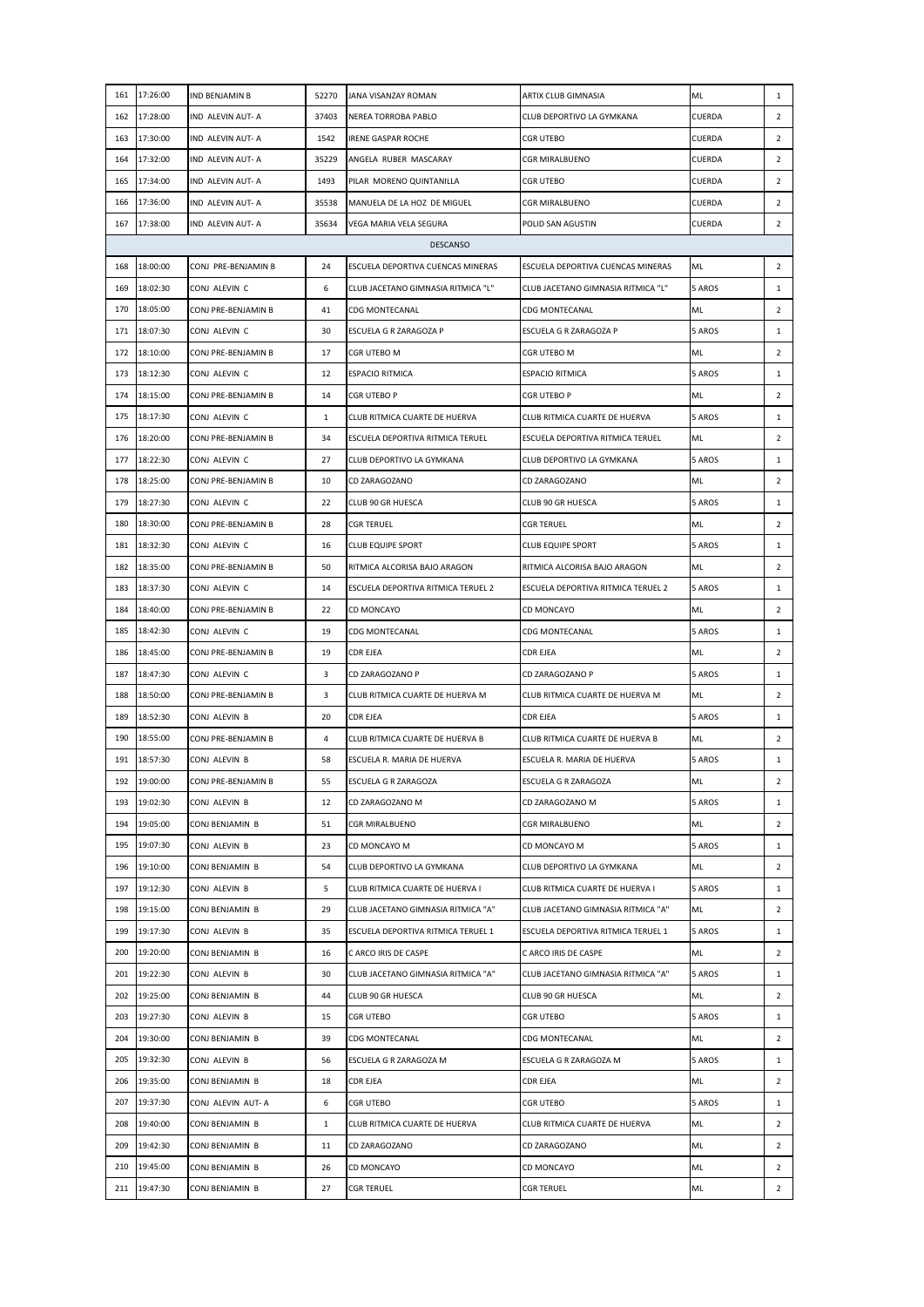| 161 | 17:26:00 | IND BENJAMIN B | 52270 | JANA VISANZAY ROMAN | ARTIX CLUB GIMNASIA | ML | 1 |
|---|---|---|---|---|---|---|---|
| 162 | 17:28:00 | IND ALEVIN AUT- A | 37403 | NEREA TORROBA PABLO | CLUB DEPORTIVO LA GYMKANA | CUERDA | 2 |
| 163 | 17:30:00 | IND ALEVIN AUT- A | 1542 | IRENE GASPAR ROCHE | CGR UTEBO | CUERDA | 2 |
| 164 | 17:32:00 | IND ALEVIN AUT- A | 35229 | ANGELA RUBER MASCARAY | CGR MIRALBUENO | CUERDA | 2 |
| 165 | 17:34:00 | IND ALEVIN AUT- A | 1493 | PILAR MORENO QUINTANILLA | CGR UTEBO | CUERDA | 2 |
| 166 | 17:36:00 | IND ALEVIN AUT- A | 35538 | MANUELA DE LA HOZ DE MIGUEL | CGR MIRALBUENO | CUERDA | 2 |
| 167 | 17:38:00 | IND ALEVIN AUT- A | 35634 | VEGA MARIA VELA SEGURA | POLID SAN AGUSTIN | CUERDA | 2 |
| | | | | DESCANSO | | | |
| 168 | 18:00:00 | CONJ PRE-BENJAMIN B | 24 | ESCUELA DEPORTIVA CUENCAS MINERAS | ESCUELA DEPORTIVA CUENCAS MINERAS | ML | 2 |
| 169 | 18:02:30 | CONJ ALEVIN C | 6 | CLUB JACETANO GIMNASIA RITMICA "L" | CLUB JACETANO GIMNASIA RITMICA "L" | 5 AROS | 1 |
| 170 | 18:05:00 | CONJ PRE-BENJAMIN B | 41 | CDG MONTECANAL | CDG MONTECANAL | ML | 2 |
| 171 | 18:07:30 | CONJ ALEVIN C | 30 | ESCUELA G R ZARAGOZA P | ESCUELA G R ZARAGOZA P | 5 AROS | 1 |
| 172 | 18:10:00 | CONJ PRE-BENJAMIN B | 17 | CGR UTEBO M | CGR UTEBO M | ML | 2 |
| 173 | 18:12:30 | CONJ ALEVIN C | 12 | ESPACIO RITMICA | ESPACIO RITMICA | 5 AROS | 1 |
| 174 | 18:15:00 | CONJ PRE-BENJAMIN B | 14 | CGR UTEBO P | CGR UTEBO P | ML | 2 |
| 175 | 18:17:30 | CONJ ALEVIN C | 1 | CLUB RITMICA CUARTE DE HUERVA | CLUB RITMICA CUARTE DE HUERVA | 5 AROS | 1 |
| 176 | 18:20:00 | CONJ PRE-BENJAMIN B | 34 | ESCUELA DEPORTIVA RITMICA TERUEL | ESCUELA DEPORTIVA RITMICA TERUEL | ML | 2 |
| 177 | 18:22:30 | CONJ ALEVIN C | 27 | CLUB DEPORTIVO LA GYMKANA | CLUB DEPORTIVO LA GYMKANA | 5 AROS | 1 |
| 178 | 18:25:00 | CONJ PRE-BENJAMIN B | 10 | CD ZARAGOZANO | CD ZARAGOZANO | ML | 2 |
| 179 | 18:27:30 | CONJ ALEVIN C | 22 | CLUB 90 GR HUESCA | CLUB 90 GR HUESCA | 5 AROS | 1 |
| 180 | 18:30:00 | CONJ PRE-BENJAMIN B | 28 | CGR TERUEL | CGR TERUEL | ML | 2 |
| 181 | 18:32:30 | CONJ ALEVIN C | 16 | CLUB EQUIPE SPORT | CLUB EQUIPE SPORT | 5 AROS | 1 |
| 182 | 18:35:00 | CONJ PRE-BENJAMIN B | 50 | RITMICA ALCORISA BAJO ARAGON | RITMICA ALCORISA BAJO ARAGON | ML | 2 |
| 183 | 18:37:30 | CONJ ALEVIN C | 14 | ESCUELA DEPORTIVA RITMICA TERUEL 2 | ESCUELA DEPORTIVA RITMICA TERUEL 2 | 5 AROS | 1 |
| 184 | 18:40:00 | CONJ PRE-BENJAMIN B | 22 | CD MONCAYO | CD MONCAYO | ML | 2 |
| 185 | 18:42:30 | CONJ ALEVIN C | 19 | CDG MONTECANAL | CDG MONTECANAL | 5 AROS | 1 |
| 186 | 18:45:00 | CONJ PRE-BENJAMIN B | 19 | CDR EJEA | CDR EJEA | ML | 2 |
| 187 | 18:47:30 | CONJ ALEVIN C | 3 | CD ZARAGOZANO P | CD ZARAGOZANO P | 5 AROS | 1 |
| 188 | 18:50:00 | CONJ PRE-BENJAMIN B | 3 | CLUB RITMICA CUARTE DE HUERVA M | CLUB RITMICA CUARTE DE HUERVA M | ML | 2 |
| 189 | 18:52:30 | CONJ ALEVIN B | 20 | CDR EJEA | CDR EJEA | 5 AROS | 1 |
| 190 | 18:55:00 | CONJ PRE-BENJAMIN B | 4 | CLUB RITMICA CUARTE DE HUERVA B | CLUB RITMICA CUARTE DE HUERVA B | ML | 2 |
| 191 | 18:57:30 | CONJ ALEVIN B | 58 | ESCUELA R. MARIA DE HUERVA | ESCUELA R. MARIA DE HUERVA | 5 AROS | 1 |
| 192 | 19:00:00 | CONJ PRE-BENJAMIN B | 55 | ESCUELA G R ZARAGOZA | ESCUELA G R ZARAGOZA | ML | 2 |
| 193 | 19:02:30 | CONJ ALEVIN B | 12 | CD ZARAGOZANO M | CD ZARAGOZANO M | 5 AROS | 1 |
| 194 | 19:05:00 | CONJ BENJAMIN B | 51 | CGR MIRALBUENO | CGR MIRALBUENO | ML | 2 |
| 195 | 19:07:30 | CONJ ALEVIN B | 23 | CD MONCAYO M | CD MONCAYO M | 5 AROS | 1 |
| 196 | 19:10:00 | CONJ BENJAMIN B | 54 | CLUB DEPORTIVO LA GYMKANA | CLUB DEPORTIVO LA GYMKANA | ML | 2 |
| 197 | 19:12:30 | CONJ ALEVIN B | 5 | CLUB RITMICA CUARTE DE HUERVA I | CLUB RITMICA CUARTE DE HUERVA I | 5 AROS | 1 |
| 198 | 19:15:00 | CONJ BENJAMIN B | 29 | CLUB JACETANO GIMNASIA RITMICA "A" | CLUB JACETANO GIMNASIA RITMICA "A" | ML | 2 |
| 199 | 19:17:30 | CONJ ALEVIN B | 35 | ESCUELA DEPORTIVA RITMICA TERUEL 1 | ESCUELA DEPORTIVA RITMICA TERUEL 1 | 5 AROS | 1 |
| 200 | 19:20:00 | CONJ BENJAMIN B | 16 | C ARCO IRIS DE CASPE | C ARCO IRIS DE CASPE | ML | 2 |
| 201 | 19:22:30 | CONJ ALEVIN B | 30 | CLUB JACETANO GIMNASIA RITMICA "A" | CLUB JACETANO GIMNASIA RITMICA "A" | 5 AROS | 1 |
| 202 | 19:25:00 | CONJ BENJAMIN B | 44 | CLUB 90 GR HUESCA | CLUB 90 GR HUESCA | ML | 2 |
| 203 | 19:27:30 | CONJ ALEVIN B | 15 | CGR UTEBO | CGR UTEBO | 5 AROS | 1 |
| 204 | 19:30:00 | CONJ BENJAMIN B | 39 | CDG MONTECANAL | CDG MONTECANAL | ML | 2 |
| 205 | 19:32:30 | CONJ ALEVIN B | 56 | ESCUELA G R ZARAGOZA M | ESCUELA G R ZARAGOZA M | 5 AROS | 1 |
| 206 | 19:35:00 | CONJ BENJAMIN B | 18 | CDR EJEA | CDR EJEA | ML | 2 |
| 207 | 19:37:30 | CONJ ALEVIN AUT- A | 6 | CGR UTEBO | CGR UTEBO | 5 AROS | 1 |
| 208 | 19:40:00 | CONJ BENJAMIN B | 1 | CLUB RITMICA CUARTE DE HUERVA | CLUB RITMICA CUARTE DE HUERVA | ML | 2 |
| 209 | 19:42:30 | CONJ BENJAMIN B | 11 | CD ZARAGOZANO | CD ZARAGOZANO | ML | 2 |
| 210 | 19:45:00 | CONJ BENJAMIN B | 26 | CD MONCAYO | CD MONCAYO | ML | 2 |
| 211 | 19:47:30 | CONJ BENJAMIN B | 27 | CGR TERUEL | CGR TERUEL | ML | 2 |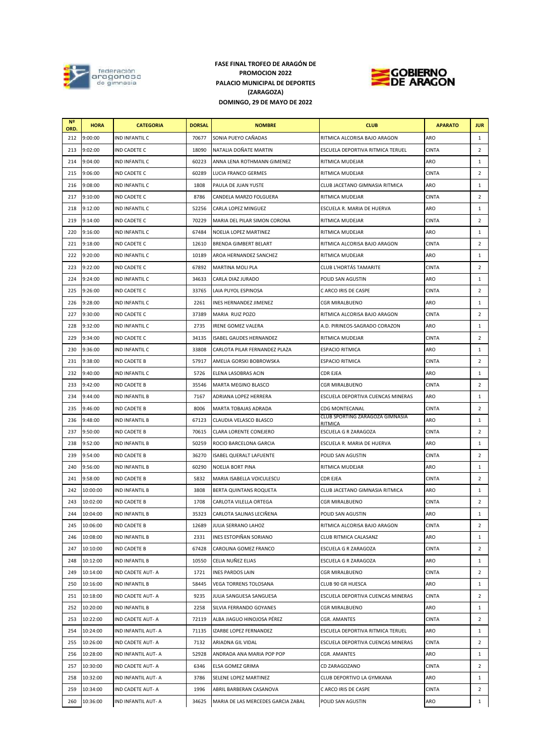**FASE FINAL TROFEO DE ARAGÓN DE PROMOCION 2022**
**PALACIO MUNICIPAL DE DEPORTES (ZARAGOZA)**
**DOMINGO, 29 DE MAYO DE 2022**

| Nº ORD. | HORA | CATEGORIA | DORSAL | NOMBRE | CLUB | APARATO | JUR |
|---|---|---|---|---|---|---|---|
| 212 | 9:00:00 | IND INFANTIL C | 70677 | SONIA PUEYO CAÑADAS | RITMICA ALCORISA BAJO ARAGON | ARO | 1 |
| 213 | 9:02:00 | IND CADETE C | 18090 | NATALIA DOÑATE MARTIN | ESCUELA DEPORTIVA RITMICA TERUEL | CINTA | 2 |
| 214 | 9:04:00 | IND INFANTIL C | 60223 | ANNA LENA ROTHMANN GIMENEZ | RITMICA MUDEJAR | ARO | 1 |
| 215 | 9:06:00 | IND CADETE C | 60289 | LUCIA FRANCO GERMES | RITMICA MUDEJAR | CINTA | 2 |
| 216 | 9:08:00 | IND INFANTIL C | 1808 | PAULA DE JUAN YUSTE | CLUB JACETANO GIMNASIA RITMICA | ARO | 1 |
| 217 | 9:10:00 | IND CADETE C | 8786 | CANDELA MARZO FOLGUERA | RITMICA MUDEJAR | CINTA | 2 |
| 218 | 9:12:00 | IND INFANTIL C | 52256 | CARLA LOPEZ MINGUEZ | ESCUELA R. MARIA DE HUERVA | ARO | 1 |
| 219 | 9:14:00 | IND CADETE C | 70229 | MARIA DEL PILAR SIMON CORONA | RITMICA MUDEJAR | CINTA | 2 |
| 220 | 9:16:00 | IND INFANTIL C | 67484 | NOELIA LOPEZ MARTINEZ | RITMICA MUDEJAR | ARO | 1 |
| 221 | 9:18:00 | IND CADETE C | 12610 | BRENDA GIMBERT BELART | RITMICA ALCORISA BAJO ARAGON | CINTA | 2 |
| 222 | 9:20:00 | IND INFANTIL C | 10189 | AROA HERNANDEZ SANCHEZ | RITMICA MUDEJAR | ARO | 1 |
| 223 | 9:22:00 | IND CADETE C | 67892 | MARTINA MOLI PLA | CLUB L'HORTÁS TAMARITE | CINTA | 2 |
| 224 | 9:24:00 | IND INFANTIL C | 34633 | CARLA DIAZ JURADO | POLID SAN AGUSTIN | ARO | 1 |
| 225 | 9:26:00 | IND CADETE C | 33765 | LAIA PUYOL ESPINOSA | C ARCO IRIS DE CASPE | CINTA | 2 |
| 226 | 9:28:00 | IND INFANTIL C | 2261 | INES HERNANDEZ JIMENEZ | CGR MIRALBUENO | ARO | 1 |
| 227 | 9:30:00 | IND CADETE C | 37389 | MARIA RUIZ POZO | RITMICA ALCORISA BAJO ARAGON | CINTA | 2 |
| 228 | 9:32:00 | IND INFANTIL C | 2735 | IRENE GOMEZ VALERA | A.D. PIRINEOS-SAGRADO CORAZON | ARO | 1 |
| 229 | 9:34:00 | IND CADETE C | 34135 | ISABEL GAUDES HERNANDEZ | RITMICA MUDEJAR | CINTA | 2 |
| 230 | 9:36:00 | IND INFANTIL C | 33808 | CARLOTA PILAR FERNANDEZ PLAZA | ESPACIO RITMICA | ARO | 1 |
| 231 | 9:38:00 | IND CADETE B | 57917 | AMELIA GORSKI BOBROWSKA | ESPACIO RITMICA | CINTA | 2 |
| 232 | 9:40:00 | IND INFANTIL C | 5726 | ELENA LASOBRAS ACIN | CDR EJEA | ARO | 1 |
| 233 | 9:42:00 | IND CADETE B | 35546 | MARTA MEGINO BLASCO | CGR MIRALBUENO | CINTA | 2 |
| 234 | 9:44:00 | IND INFANTIL B | 7167 | ADRIANA LOPEZ HERRERA | ESCUELA DEPORTIVA CUENCAS MINERAS | ARO | 1 |
| 235 | 9:46:00 | IND CADETE B | 8006 | MARTA TOBAJAS ADRADA | CDG MONTECANAL | CINTA | 2 |
| 236 | 9:48:00 | IND INFANTIL B | 67123 | CLAUDIA VELASCO BLASCO | CLUB SPORTING ZARAGOZA GIMNASIA RITMICA | ARO | 1 |
| 237 | 9:50:00 | IND CADETE B | 70615 | CLARA LORENTE CONEJERO | ESCUELA G R ZARAGOZA | CINTA | 2 |
| 238 | 9:52:00 | IND INFANTIL B | 50259 | ROCIO BARCELONA GARCIA | ESCUELA R. MARIA DE HUERVA | ARO | 1 |
| 239 | 9:54:00 | IND CADETE B | 36270 | ISABEL QUERALT LAFUENTE | POLID SAN AGUSTIN | CINTA | 2 |
| 240 | 9:56:00 | IND INFANTIL B | 60290 | NOELIA BORT PINA | RITMICA MUDEJAR | ARO | 1 |
| 241 | 9:58:00 | IND CADETE B | 5832 | MARIA ISABELLA VOICULESCU | CDR EJEA | CINTA | 2 |
| 242 | 10:00:00 | IND INFANTIL B | 3808 | BERTA QUINTANS ROQUETA | CLUB JACETANO GIMNASIA RITMICA | ARO | 1 |
| 243 | 10:02:00 | IND CADETE B | 1708 | CARLOTA VILELLA ORTEGA | CGR MIRALBUENO | CINTA | 2 |
| 244 | 10:04:00 | IND INFANTIL B | 35323 | CARLOTA SALINAS LECIÑENA | POLID SAN AGUSTIN | ARO | 1 |
| 245 | 10:06:00 | IND CADETE B | 12689 | JULIA SERRANO LAHOZ | RITMICA ALCORISA BAJO ARAGON | CINTA | 2 |
| 246 | 10:08:00 | IND INFANTIL B | 2331 | INES ESTOPIÑAN SORIANO | CLUB RITMICA CALASANZ | ARO | 1 |
| 247 | 10:10:00 | IND CADETE B | 67428 | CAROLINA GOMEZ FRANCO | ESCUELA G R ZARAGOZA | CINTA | 2 |
| 248 | 10:12:00 | IND INFANTIL B | 10550 | CELIA NUÑEZ ELIAS | ESCUELA G R ZARAGOZA | ARO | 1 |
| 249 | 10:14:00 | IND CADETE AUT- A | 1721 | INES PARDOS LAIN | CGR MIRALBUENO | CINTA | 2 |
| 250 | 10:16:00 | IND INFANTIL B | 58445 | VEGA TORRENS TOLOSANA | CLUB 90 GR HUESCA | ARO | 1 |
| 251 | 10:18:00 | IND CADETE AUT- A | 9235 | JULIA SANGUESA SANGUESA | ESCUELA DEPORTIVA CUENCAS MINERAS | CINTA | 2 |
| 252 | 10:20:00 | IND INFANTIL B | 2258 | SILVIA FERRANDO GOYANES | CGR MIRALBUENO | ARO | 1 |
| 253 | 10:22:00 | IND CADETE AUT- A | 72119 | ALBA JIAGUO HINOJOSA PÉREZ | CGR. AMANTES | CINTA | 2 |
| 254 | 10:24:00 | IND INFANTIL AUT- A | 71135 | IZARBE LOPEZ FERNANDEZ | ESCUELA DEPORTIVA RITMICA TERUEL | ARO | 1 |
| 255 | 10:26:00 | IND CADETE AUT- A | 7132 | ARIADNA GIL VIDAL | ESCUELA DEPORTIVA CUENCAS MINERAS | CINTA | 2 |
| 256 | 10:28:00 | IND INFANTIL AUT- A | 52928 | ANDRADA ANA MARIA POP POP | CGR. AMANTES | ARO | 1 |
| 257 | 10:30:00 | IND CADETE AUT- A | 6346 | ELSA GOMEZ GRIMA | CD ZARAGOZANO | CINTA | 2 |
| 258 | 10:32:00 | IND INFANTIL AUT- A | 3786 | SELENE LOPEZ MARTINEZ | CLUB DEPORTIVO LA GYMKANA | ARO | 1 |
| 259 | 10:34:00 | IND CADETE AUT- A | 1996 | ABRIL BARBERAN CASANOVA | C ARCO IRIS DE CASPE | CINTA | 2 |
| 260 | 10:36:00 | IND INFANTIL AUT- A | 34625 | MARIA DE LAS MERCEDES GARCIA ZABAL | POLID SAN AGUSTIN | ARO | 1 |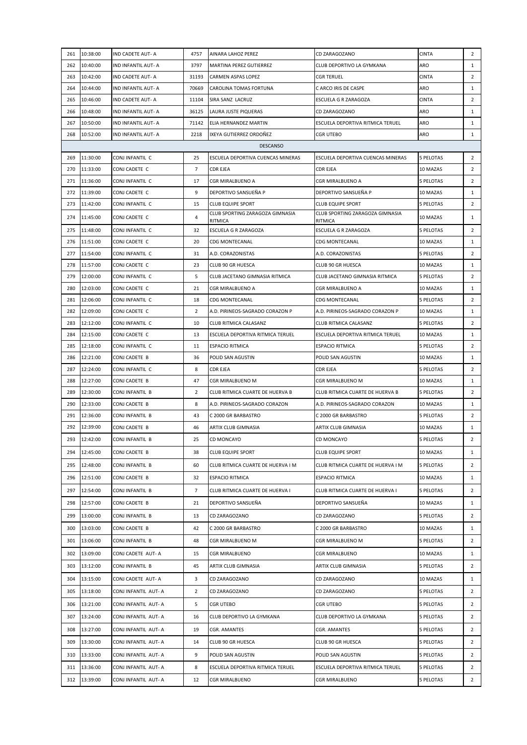| 261 | 10:38:00 | IND CADETE AUT- A | 4757 | AINARA LAHOZ PEREZ | CD ZARAGOZANO | CINTA | 2 |
|---|---|---|---|---|---|---|---|
| 262 | 10:40:00 | IND INFANTIL AUT- A | 3797 | MARTINA PEREZ GUTIERREZ | CLUB DEPORTIVO LA GYMKANA | ARO | 1 |
| 263 | 10:42:00 | IND CADETE AUT- A | 31193 | CARMEN ASPAS LOPEZ | CGR TERUEL | CINTA | 2 |
| 264 | 10:44:00 | IND INFANTIL AUT- A | 70669 | CAROLINA TOMAS FORTUNA | C ARCO IRIS DE CASPE | ARO | 1 |
| 265 | 10:46:00 | IND CADETE AUT- A | 11104 | SIRA SANZ LACRUZ | ESCUELA G R ZARAGOZA | CINTA | 2 |
| 266 | 10:48:00 | IND INFANTIL AUT- A | 36125 | LAURA JUSTE PIQUERAS | CD ZARAGOZANO | ARO | 1 |
| 267 | 10:50:00 | IND INFANTIL AUT- A | 71142 | ELIA HERNANDEZ MARTIN | ESCUELA DEPORTIVA RITMICA TERUEL | ARO | 1 |
| 268 | 10:52:00 | IND INFANTIL AUT- A | 2218 | IXEYA GUTIERREZ ORDOÑEZ | CGR UTEBO | ARO | 1 |
| | | | | DESCANSO | | | |
| 269 | 11:30:00 | CONJ INFANTIL C | 25 | ESCUELA DEPORTIVA CUENCAS MINERAS | ESCUELA DEPORTIVA CUENCAS MINERAS | 5 PELOTAS | 2 |
| 270 | 11:33:00 | CONJ CADETE C | 7 | CDR EJEA | CDR EJEA | 10 MAZAS | 2 |
| 271 | 11:36:00 | CONJ INFANTIL C | 17 | CGR MIRALBUENO A | CGR MIRALBUENO A | 5 PELOTAS | 2 |
| 272 | 11:39:00 | CONJ CADETE C | 9 | DEPORTIVO SANSUEÑA P | DEPORTIVO SANSUEÑA P | 10 MAZAS | 1 |
| 273 | 11:42:00 | CONJ INFANTIL C | 15 | CLUB EQUIPE SPORT | CLUB EQUIPE SPORT | 5 PELOTAS | 2 |
| 274 | 11:45:00 | CONJ CADETE C | 4 | CLUB SPORTING ZARAGOZA GIMNASIA RITMICA | CLUB SPORTING ZARAGOZA GIMNASIA RITMICA | 10 MAZAS | 1 |
| 275 | 11:48:00 | CONJ INFANTIL C | 32 | ESCUELA G R ZARAGOZA | ESCUELA G R ZARAGOZA | 5 PELOTAS | 2 |
| 276 | 11:51:00 | CONJ CADETE C | 20 | CDG MONTECANAL | CDG MONTECANAL | 10 MAZAS | 1 |
| 277 | 11:54:00 | CONJ INFANTIL C | 31 | A.D. CORAZONISTAS | A.D. CORAZONISTAS | 5 PELOTAS | 2 |
| 278 | 11:57:00 | CONJ CADETE C | 23 | CLUB 90 GR HUESCA | CLUB 90 GR HUESCA | 10 MAZAS | 1 |
| 279 | 12:00:00 | CONJ INFANTIL C | 5 | CLUB JACETANO GIMNASIA RITMICA | CLUB JACETANO GIMNASIA RITMICA | 5 PELOTAS | 2 |
| 280 | 12:03:00 | CONJ CADETE C | 21 | CGR MIRALBUENO A | CGR MIRALBUENO A | 10 MAZAS | 1 |
| 281 | 12:06:00 | CONJ INFANTIL C | 18 | CDG MONTECANAL | CDG MONTECANAL | 5 PELOTAS | 2 |
| 282 | 12:09:00 | CONJ CADETE C | 2 | A.D. PIRINEOS-SAGRADO CORAZON P | A.D. PIRINEOS-SAGRADO CORAZON P | 10 MAZAS | 1 |
| 283 | 12:12:00 | CONJ INFANTIL C | 10 | CLUB RITMICA CALASANZ | CLUB RITMICA CALASANZ | 5 PELOTAS | 2 |
| 284 | 12:15:00 | CONJ CADETE C | 13 | ESCUELA DEPORTIVA RITMICA TERUEL | ESCUELA DEPORTIVA RITMICA TERUEL | 10 MAZAS | 1 |
| 285 | 12:18:00 | CONJ INFANTIL C | 11 | ESPACIO RITMICA | ESPACIO RITMICA | 5 PELOTAS | 2 |
| 286 | 12:21:00 | CONJ CADETE B | 36 | POLID SAN AGUSTIN | POLID SAN AGUSTIN | 10 MAZAS | 1 |
| 287 | 12:24:00 | CONJ INFANTIL C | 8 | CDR EJEA | CDR EJEA | 5 PELOTAS | 2 |
| 288 | 12:27:00 | CONJ CADETE B | 47 | CGR MIRALBUENO M | CGR MIRALBUENO M | 10 MAZAS | 1 |
| 289 | 12:30:00 | CONJ INFANTIL B | 2 | CLUB RITMICA CUARTE DE HUERVA B | CLUB RITMICA CUARTE DE HUERVA B | 5 PELOTAS | 2 |
| 290 | 12:33:00 | CONJ CADETE B | 8 | A.D. PIRINEOS-SAGRADO CORAZON | A.D. PIRINEOS-SAGRADO CORAZON | 10 MAZAS | 1 |
| 291 | 12:36:00 | CONJ INFANTIL B | 43 | C 2000 GR BARBASTRO | C 2000 GR BARBASTRO | 5 PELOTAS | 2 |
| 292 | 12:39:00 | CONJ CADETE B | 46 | ARTIX CLUB GIMNASIA | ARTIX CLUB GIMNASIA | 10 MAZAS | 1 |
| 293 | 12:42:00 | CONJ INFANTIL B | 25 | CD MONCAYO | CD MONCAYO | 5 PELOTAS | 2 |
| 294 | 12:45:00 | CONJ CADETE B | 38 | CLUB EQUIPE SPORT | CLUB EQUIPE SPORT | 10 MAZAS | 1 |
| 295 | 12:48:00 | CONJ INFANTIL B | 60 | CLUB RITMICA CUARTE DE HUERVA I M | CLUB RITMICA CUARTE DE HUERVA I M | 5 PELOTAS | 2 |
| 296 | 12:51:00 | CONJ CADETE B | 32 | ESPACIO RITMICA | ESPACIO RITMICA | 10 MAZAS | 1 |
| 297 | 12:54:00 | CONJ INFANTIL B | 7 | CLUB RITMICA CUARTE DE HUERVA I | CLUB RITMICA CUARTE DE HUERVA I | 5 PELOTAS | 2 |
| 298 | 12:57:00 | CONJ CADETE B | 21 | DEPORTIVO SANSUEÑA | DEPORTIVO SANSUEÑA | 10 MAZAS | 1 |
| 299 | 13:00:00 | CONJ INFANTIL B | 13 | CD ZARAGOZANO | CD ZARAGOZANO | 5 PELOTAS | 2 |
| 300 | 13:03:00 | CONJ CADETE B | 42 | C 2000 GR BARBASTRO | C 2000 GR BARBASTRO | 10 MAZAS | 1 |
| 301 | 13:06:00 | CONJ INFANTIL B | 48 | CGR MIRALBUENO M | CGR MIRALBUENO M | 5 PELOTAS | 2 |
| 302 | 13:09:00 | CONJ CADETE AUT- A | 15 | CGR MIRALBUENO | CGR MIRALBUENO | 10 MAZAS | 1 |
| 303 | 13:12:00 | CONJ INFANTIL B | 45 | ARTIX CLUB GIMNASIA | ARTIX CLUB GIMNASIA | 5 PELOTAS | 2 |
| 304 | 13:15:00 | CONJ CADETE AUT- A | 3 | CD ZARAGOZANO | CD ZARAGOZANO | 10 MAZAS | 1 |
| 305 | 13:18:00 | CONJ INFANTIL AUT- A | 2 | CD ZARAGOZANO | CD ZARAGOZANO | 5 PELOTAS | 2 |
| 306 | 13:21:00 | CONJ INFANTIL AUT- A | 5 | CGR UTEBO | CGR UTEBO | 5 PELOTAS | 2 |
| 307 | 13:24:00 | CONJ INFANTIL AUT- A | 16 | CLUB DEPORTIVO LA GYMKANA | CLUB DEPORTIVO LA GYMKANA | 5 PELOTAS | 2 |
| 308 | 13:27:00 | CONJ INFANTIL AUT- A | 19 | CGR. AMANTES | CGR. AMANTES | 5 PELOTAS | 2 |
| 309 | 13:30:00 | CONJ INFANTIL AUT- A | 14 | CLUB 90 GR HUESCA | CLUB 90 GR HUESCA | 5 PELOTAS | 2 |
| 310 | 13:33:00 | CONJ INFANTIL AUT- A | 9 | POLID SAN AGUSTIN | POLID SAN AGUSTIN | 5 PELOTAS | 2 |
| 311 | 13:36:00 | CONJ INFANTIL AUT- A | 8 | ESCUELA DEPORTIVA RITMICA TERUEL | ESCUELA DEPORTIVA RITMICA TERUEL | 5 PELOTAS | 2 |
| 312 | 13:39:00 | CONJ INFANTIL AUT- A | 12 | CGR MIRALBUENO | CGR MIRALBUENO | 5 PELOTAS | 2 |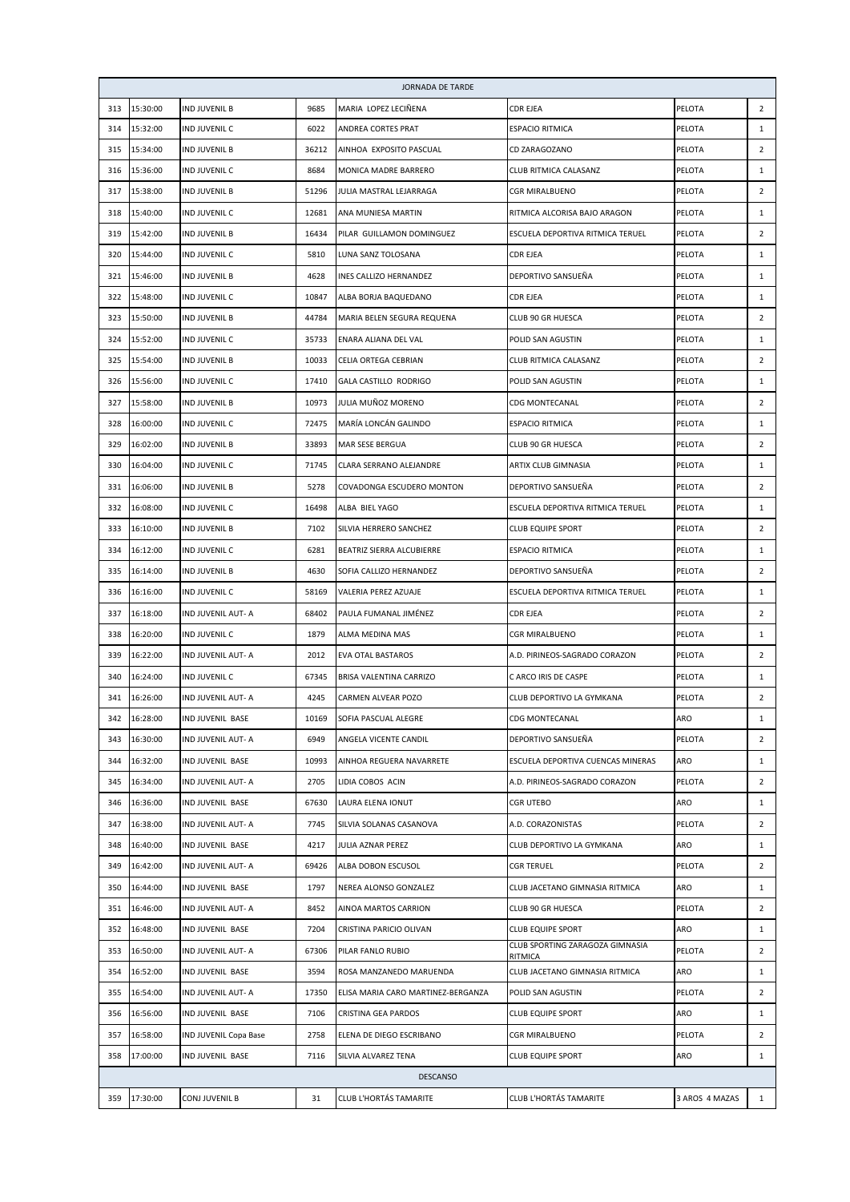| JORNADA DE TARDE | | | | | | | |
|---|---|---|---|---|---|---|---|
| 313 | 15:30:00 | IND JUVENIL B | 9685 | MARIA LOPEZ LECIÑENA | CDR EJEA | PELOTA | 2 |
| 314 | 15:32:00 | IND JUVENIL C | 6022 | ANDREA CORTES PRAT | ESPACIO RITMICA | PELOTA | 1 |
| 315 | 15:34:00 | IND JUVENIL B | 36212 | AINHOA EXPOSITO PASCUAL | CD ZARAGOZANO | PELOTA | 2 |
| 316 | 15:36:00 | IND JUVENIL C | 8684 | MONICA MADRE BARRERO | CLUB RITMICA CALASANZ | PELOTA | 1 |
| 317 | 15:38:00 | IND JUVENIL B | 51296 | JULIA MASTRAL LEJARRAGA | CGR MIRALBUENO | PELOTA | 2 |
| 318 | 15:40:00 | IND JUVENIL C | 12681 | ANA MUNIESA MARTIN | RITMICA ALCORISA BAJO ARAGON | PELOTA | 1 |
| 319 | 15:42:00 | IND JUVENIL B | 16434 | PILAR GUILLAMON DOMINGUEZ | ESCUELA DEPORTIVA RITMICA TERUEL | PELOTA | 2 |
| 320 | 15:44:00 | IND JUVENIL C | 5810 | LUNA SANZ TOLOSANA | CDR EJEA | PELOTA | 1 |
| 321 | 15:46:00 | IND JUVENIL B | 4628 | INES CALLIZO HERNANDEZ | DEPORTIVO SANSUEÑA | PELOTA | 1 |
| 322 | 15:48:00 | IND JUVENIL C | 10847 | ALBA BORJA BAQUEDANO | CDR EJEA | PELOTA | 1 |
| 323 | 15:50:00 | IND JUVENIL B | 44784 | MARIA BELEN SEGURA REQUENA | CLUB 90 GR HUESCA | PELOTA | 2 |
| 324 | 15:52:00 | IND JUVENIL C | 35733 | ENARA ALIANA DEL VAL | POLID SAN AGUSTIN | PELOTA | 1 |
| 325 | 15:54:00 | IND JUVENIL B | 10033 | CELIA ORTEGA CEBRIAN | CLUB RITMICA CALASANZ | PELOTA | 2 |
| 326 | 15:56:00 | IND JUVENIL C | 17410 | GALA CASTILLO RODRIGO | POLID SAN AGUSTIN | PELOTA | 1 |
| 327 | 15:58:00 | IND JUVENIL B | 10973 | JULIA MUÑOZ MORENO | CDG MONTECANAL | PELOTA | 2 |
| 328 | 16:00:00 | IND JUVENIL C | 72475 | MARÍA LONCÁN GALINDO | ESPACIO RITMICA | PELOTA | 1 |
| 329 | 16:02:00 | IND JUVENIL B | 33893 | MAR SESE BERGUA | CLUB 90 GR HUESCA | PELOTA | 2 |
| 330 | 16:04:00 | IND JUVENIL C | 71745 | CLARA SERRANO ALEJANDRE | ARTIX CLUB GIMNASIA | PELOTA | 1 |
| 331 | 16:06:00 | IND JUVENIL B | 5278 | COVADONGA ESCUDERO MONTON | DEPORTIVO SANSUEÑA | PELOTA | 2 |
| 332 | 16:08:00 | IND JUVENIL C | 16498 | ALBA BIEL YAGO | ESCUELA DEPORTIVA RITMICA TERUEL | PELOTA | 1 |
| 333 | 16:10:00 | IND JUVENIL B | 7102 | SILVIA HERRERO SANCHEZ | CLUB EQUIPE SPORT | PELOTA | 2 |
| 334 | 16:12:00 | IND JUVENIL C | 6281 | BEATRIZ SIERRA ALCUBIERRE | ESPACIO RITMICA | PELOTA | 1 |
| 335 | 16:14:00 | IND JUVENIL B | 4630 | SOFIA CALLIZO HERNANDEZ | DEPORTIVO SANSUEÑA | PELOTA | 2 |
| 336 | 16:16:00 | IND JUVENIL C | 58169 | VALERIA PEREZ AZUAJE | ESCUELA DEPORTIVA RITMICA TERUEL | PELOTA | 1 |
| 337 | 16:18:00 | IND JUVENIL AUT- A | 68402 | PAULA FUMANAL JIMÉNEZ | CDR EJEA | PELOTA | 2 |
| 338 | 16:20:00 | IND JUVENIL C | 1879 | ALMA MEDINA MAS | CGR MIRALBUENO | PELOTA | 1 |
| 339 | 16:22:00 | IND JUVENIL AUT- A | 2012 | EVA OTAL BASTAROS | A.D. PIRINEOS-SAGRADO CORAZON | PELOTA | 2 |
| 340 | 16:24:00 | IND JUVENIL C | 67345 | BRISA VALENTINA CARRIZO | C ARCO IRIS DE CASPE | PELOTA | 1 |
| 341 | 16:26:00 | IND JUVENIL AUT- A | 4245 | CARMEN ALVEAR POZO | CLUB DEPORTIVO LA GYMKANA | PELOTA | 2 |
| 342 | 16:28:00 | IND JUVENIL BASE | 10169 | SOFIA PASCUAL ALEGRE | CDG MONTECANAL | ARO | 1 |
| 343 | 16:30:00 | IND JUVENIL AUT- A | 6949 | ANGELA VICENTE CANDIL | DEPORTIVO SANSUEÑA | PELOTA | 2 |
| 344 | 16:32:00 | IND JUVENIL BASE | 10993 | AINHOA REGUERA NAVARRETE | ESCUELA DEPORTIVA CUENCAS MINERAS | ARO | 1 |
| 345 | 16:34:00 | IND JUVENIL AUT- A | 2705 | LIDIA COBOS ACIN | A.D. PIRINEOS-SAGRADO CORAZON | PELOTA | 2 |
| 346 | 16:36:00 | IND JUVENIL BASE | 67630 | LAURA ELENA IONUT | CGR UTEBO | ARO | 1 |
| 347 | 16:38:00 | IND JUVENIL AUT- A | 7745 | SILVIA SOLANAS CASANOVA | A.D. CORAZONISTAS | PELOTA | 2 |
| 348 | 16:40:00 | IND JUVENIL BASE | 4217 | JULIA AZNAR PEREZ | CLUB DEPORTIVO LA GYMKANA | ARO | 1 |
| 349 | 16:42:00 | IND JUVENIL AUT- A | 69426 | ALBA DOBON ESCUSOL | CGR TERUEL | PELOTA | 2 |
| 350 | 16:44:00 | IND JUVENIL BASE | 1797 | NEREA ALONSO GONZALEZ | CLUB JACETANO GIMNASIA RITMICA | ARO | 1 |
| 351 | 16:46:00 | IND JUVENIL AUT- A | 8452 | AINOA MARTOS CARRION | CLUB 90 GR HUESCA | PELOTA | 2 |
| 352 | 16:48:00 | IND JUVENIL BASE | 7204 | CRISTINA PARICIO OLIVAN | CLUB EQUIPE SPORT | ARO | 1 |
| 353 | 16:50:00 | IND JUVENIL AUT- A | 67306 | PILAR FANLO RUBIO | CLUB SPORTING ZARAGOZA GIMNASIA RITMICA | PELOTA | 2 |
| 354 | 16:52:00 | IND JUVENIL BASE | 3594 | ROSA MANZANEDO MARUENDA | CLUB JACETANO GIMNASIA RITMICA | ARO | 1 |
| 355 | 16:54:00 | IND JUVENIL AUT- A | 17350 | ELISA MARIA CARO MARTINEZ-BERGANZA | POLID SAN AGUSTIN | PELOTA | 2 |
| 356 | 16:56:00 | IND JUVENIL BASE | 7106 | CRISTINA GEA PARDOS | CLUB EQUIPE SPORT | ARO | 1 |
| 357 | 16:58:00 | IND JUVENIL Copa Base | 2758 | ELENA DE DIEGO ESCRIBANO | CGR MIRALBUENO | PELOTA | 2 |
| 358 | 17:00:00 | IND JUVENIL BASE | 7116 | SILVIA ALVAREZ TENA | CLUB EQUIPE SPORT | ARO | 1 |
| DESCANSO | | | | | | | |
| 359 | 17:30:00 | CONJ JUVENIL B | 31 | CLUB L'HORTÁS TAMARITE | CLUB L'HORTÁS TAMARITE | 3 AROS 4 MAZAS | 1 |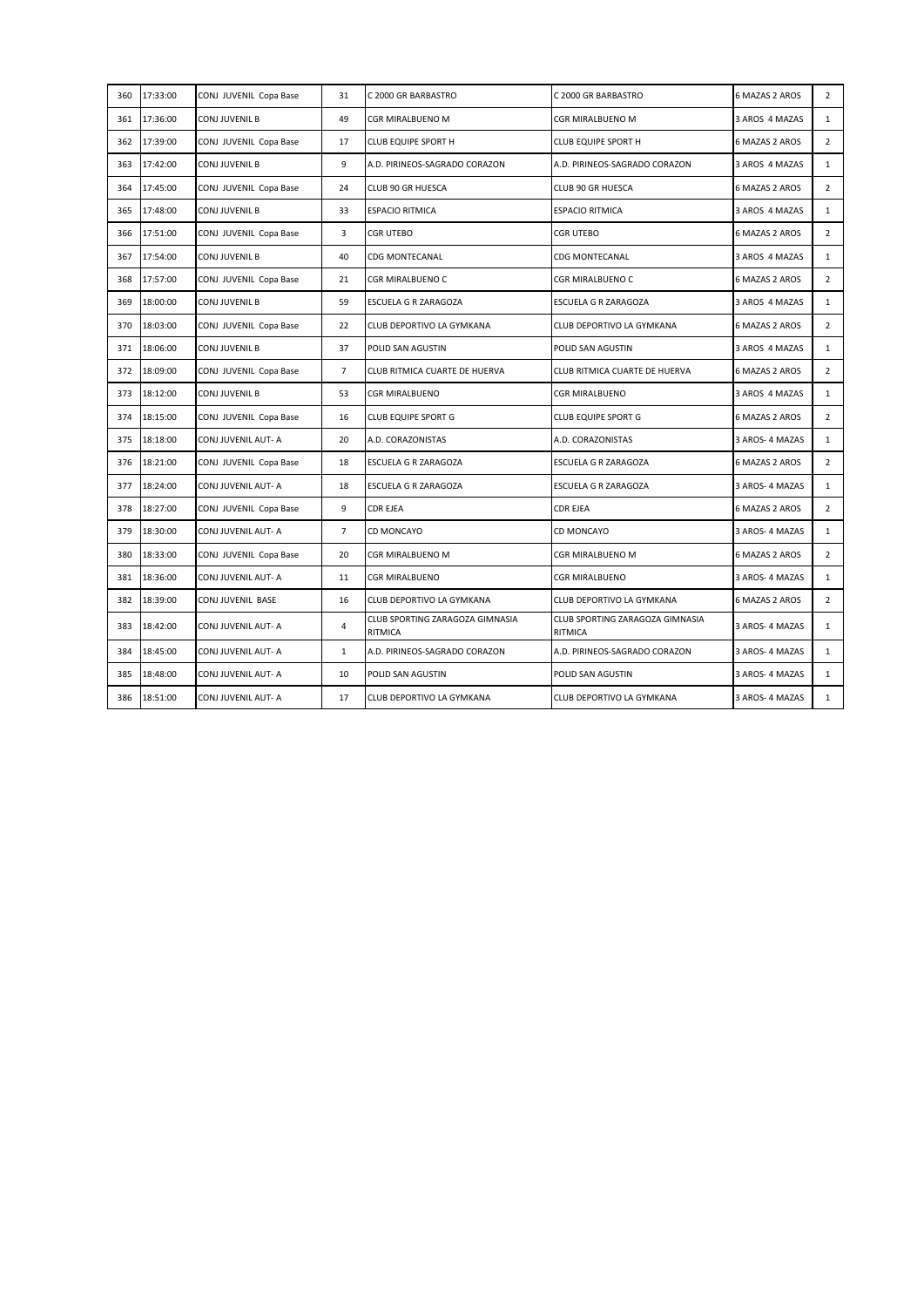| | | | | | | | |
|---|---|---|---|---|---|---|---|
| 360 | 17:33:00 | CONJ JUVENIL Copa Base | 31 | C 2000 GR BARBASTRO | C 2000 GR BARBASTRO | 6 MAZAS 2 AROS | 2 |
| 361 | 17:36:00 | CONJ JUVENIL B | 49 | CGR MIRALBUENO M | CGR MIRALBUENO M | 3 AROS 4 MAZAS | 1 |
| 362 | 17:39:00 | CONJ JUVENIL Copa Base | 17 | CLUB EQUIPE SPORT H | CLUB EQUIPE SPORT H | 6 MAZAS 2 AROS | 2 |
| 363 | 17:42:00 | CONJ JUVENIL B | 9 | A.D. PIRINEOS-SAGRADO CORAZON | A.D. PIRINEOS-SAGRADO CORAZON | 3 AROS 4 MAZAS | 1 |
| 364 | 17:45:00 | CONJ JUVENIL Copa Base | 24 | CLUB 90 GR HUESCA | CLUB 90 GR HUESCA | 6 MAZAS 2 AROS | 2 |
| 365 | 17:48:00 | CONJ JUVENIL B | 33 | ESPACIO RITMICA | ESPACIO RITMICA | 3 AROS 4 MAZAS | 1 |
| 366 | 17:51:00 | CONJ JUVENIL Copa Base | 3 | CGR UTEBO | CGR UTEBO | 6 MAZAS 2 AROS | 2 |
| 367 | 17:54:00 | CONJ JUVENIL B | 40 | CDG MONTECANAL | CDG MONTECANAL | 3 AROS 4 MAZAS | 1 |
| 368 | 17:57:00 | CONJ JUVENIL Copa Base | 21 | CGR MIRALBUENO C | CGR MIRALBUENO C | 6 MAZAS 2 AROS | 2 |
| 369 | 18:00:00 | CONJ JUVENIL B | 59 | ESCUELA G R ZARAGOZA | ESCUELA G R ZARAGOZA | 3 AROS 4 MAZAS | 1 |
| 370 | 18:03:00 | CONJ JUVENIL Copa Base | 22 | CLUB DEPORTIVO LA GYMKANA | CLUB DEPORTIVO LA GYMKANA | 6 MAZAS 2 AROS | 2 |
| 371 | 18:06:00 | CONJ JUVENIL B | 37 | POLID SAN AGUSTIN | POLID SAN AGUSTIN | 3 AROS 4 MAZAS | 1 |
| 372 | 18:09:00 | CONJ JUVENIL Copa Base | 7 | CLUB RITMICA CUARTE DE HUERVA | CLUB RITMICA CUARTE DE HUERVA | 6 MAZAS 2 AROS | 2 |
| 373 | 18:12:00 | CONJ JUVENIL B | 53 | CGR MIRALBUENO | CGR MIRALBUENO | 3 AROS 4 MAZAS | 1 |
| 374 | 18:15:00 | CONJ JUVENIL Copa Base | 16 | CLUB EQUIPE SPORT G | CLUB EQUIPE SPORT G | 6 MAZAS 2 AROS | 2 |
| 375 | 18:18:00 | CONJ JUVENIL AUT- A | 20 | A.D. CORAZONISTAS | A.D. CORAZONISTAS | 3 AROS- 4 MAZAS | 1 |
| 376 | 18:21:00 | CONJ JUVENIL Copa Base | 18 | ESCUELA G R ZARAGOZA | ESCUELA G R ZARAGOZA | 6 MAZAS 2 AROS | 2 |
| 377 | 18:24:00 | CONJ JUVENIL AUT- A | 18 | ESCUELA G R ZARAGOZA | ESCUELA G R ZARAGOZA | 3 AROS- 4 MAZAS | 1 |
| 378 | 18:27:00 | CONJ JUVENIL Copa Base | 9 | CDR EJEA | CDR EJEA | 6 MAZAS 2 AROS | 2 |
| 379 | 18:30:00 | CONJ JUVENIL AUT- A | 7 | CD MONCAYO | CD MONCAYO | 3 AROS- 4 MAZAS | 1 |
| 380 | 18:33:00 | CONJ JUVENIL Copa Base | 20 | CGR MIRALBUENO M | CGR MIRALBUENO M | 6 MAZAS 2 AROS | 2 |
| 381 | 18:36:00 | CONJ JUVENIL AUT- A | 11 | CGR MIRALBUENO | CGR MIRALBUENO | 3 AROS- 4 MAZAS | 1 |
| 382 | 18:39:00 | CONJ JUVENIL BASE | 16 | CLUB DEPORTIVO LA GYMKANA | CLUB DEPORTIVO LA GYMKANA | 6 MAZAS 2 AROS | 2 |
| 383 | 18:42:00 | CONJ JUVENIL AUT- A | 4 | CLUB SPORTING ZARAGOZA GIMNASIA RITMICA | CLUB SPORTING ZARAGOZA GIMNASIA RITMICA | 3 AROS- 4 MAZAS | 1 |
| 384 | 18:45:00 | CONJ JUVENIL AUT- A | 1 | A.D. PIRINEOS-SAGRADO CORAZON | A.D. PIRINEOS-SAGRADO CORAZON | 3 AROS- 4 MAZAS | 1 |
| 385 | 18:48:00 | CONJ JUVENIL AUT- A | 10 | POLID SAN AGUSTIN | POLID SAN AGUSTIN | 3 AROS- 4 MAZAS | 1 |
| 386 | 18:51:00 | CONJ JUVENIL AUT- A | 17 | CLUB DEPORTIVO LA GYMKANA | CLUB DEPORTIVO LA GYMKANA | 3 AROS- 4 MAZAS | 1 |